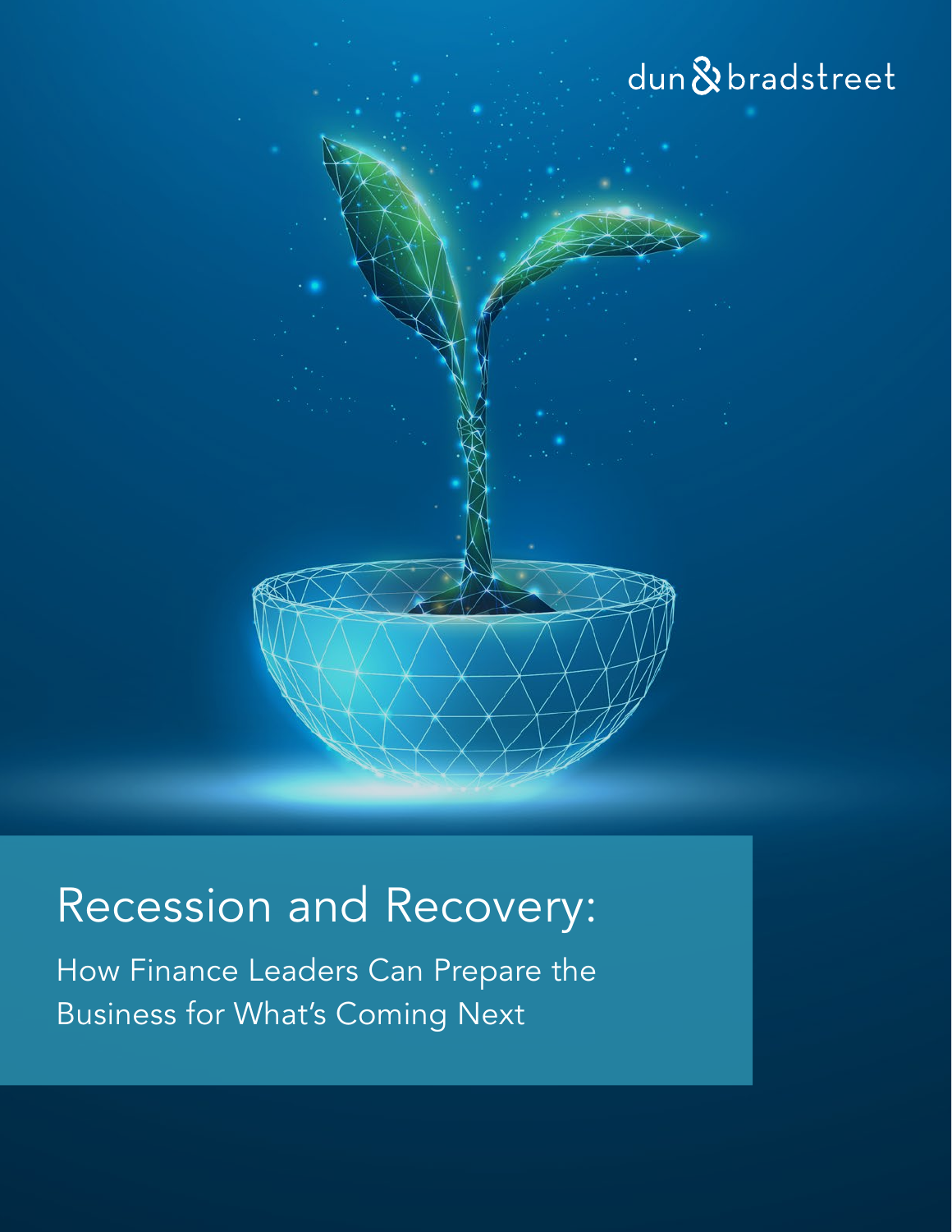dun & bradstreet

# Recession and Recovery:

## How Finance Leaders Can Prepare the Business for What's Coming Next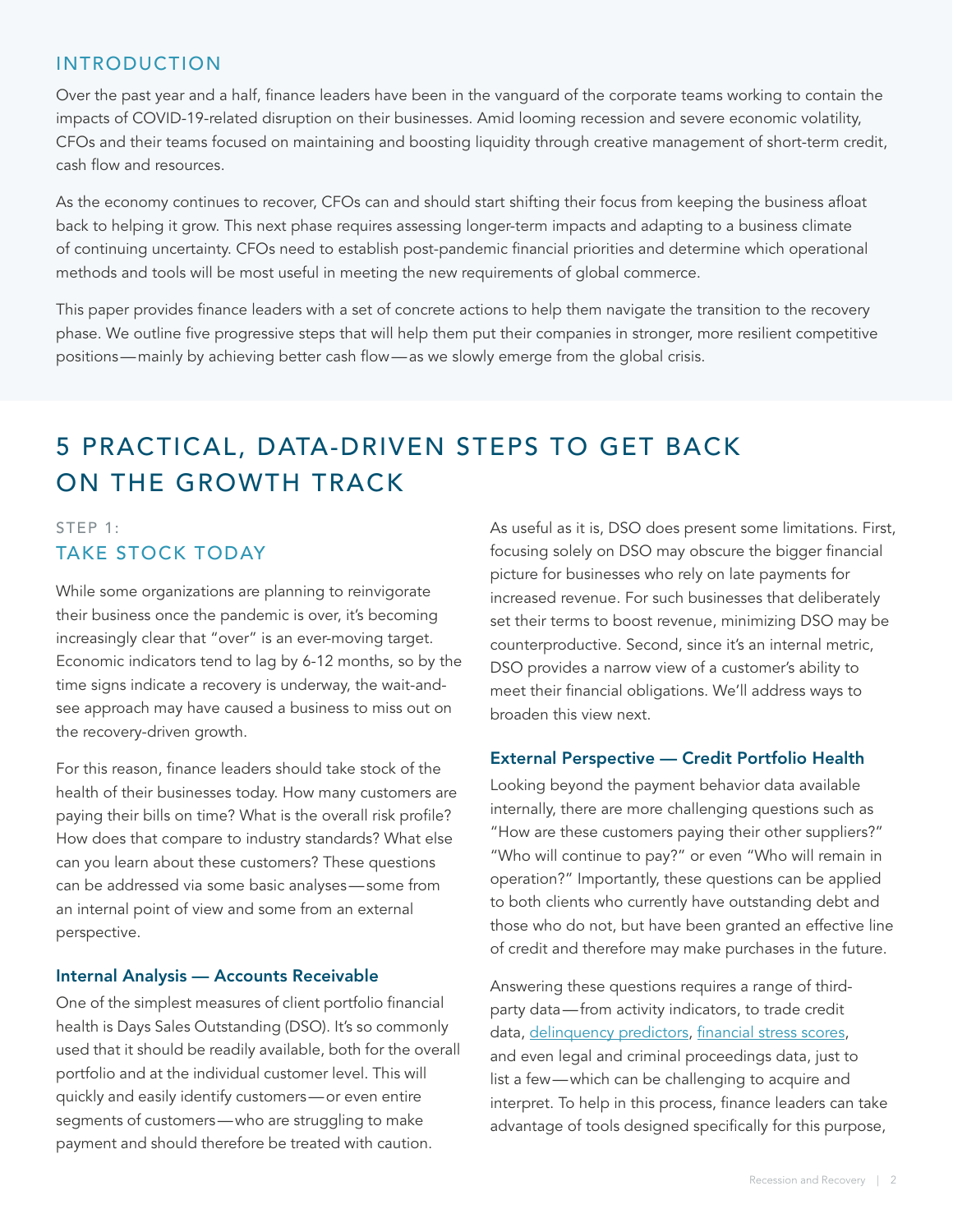## INTRODUCTION

Over the past year and a half, finance leaders have been in the vanguard of the corporate teams working to contain the impacts of COVID-19-related disruption on their businesses. Amid looming recession and severe economic volatility, CFOs and their teams focused on maintaining and boosting liquidity through creative management of short-term credit, cash flow and resources.

As the economy continues to recover, CFOs can and should start shifting their focus from keeping the business afloat back to helping it grow. This next phase requires assessing longer-term impacts and adapting to a business climate of continuing uncertainty. CFOs need to establish post-pandemic financial priorities and determine which operational methods and tools will be most useful in meeting the new requirements of global commerce.

This paper provides finance leaders with a set of concrete actions to help them navigate the transition to the recovery phase. We outline five progressive steps that will help them put their companies in stronger, more resilient competitive positions—mainly by achieving better cash flow—as we slowly emerge from the global crisis.

# 5 PRACTICAL, DATA-DRIVEN STEPS TO GET BACK ON THE GROWTH TRACK

## STEP 1: TAKE STOCK TODAY

While some organizations are planning to reinvigorate their business once the pandemic is over, it's becoming increasingly clear that "over" is an ever-moving target. Economic indicators tend to lag by 6-12 months, so by the time signs indicate a recovery is underway, the wait-and-see approach may have caused a business to miss out on the recovery-driven growth.

For this reason, finance leaders should take stock of the health of their businesses today. How many customers are paying their bills on time? What is the overall risk profile? How does that compare to industry standards? What else can you learn about these customers? These questions can be addressed via some basic analyses—some from an internal point of view and some from an external perspective.

### Internal Analysis — Accounts Receivable

One of the simplest measures of client portfolio financial health is Days Sales Outstanding (DSO). It's so commonly used that it should be readily available, both for the overall portfolio and at the individual customer level. This will quickly and easily identify customers—or even entire segments of customers—who are struggling to make payment and should therefore be treated with caution.

As useful as it is, DSO does present some limitations. First, focusing solely on DSO may obscure the bigger financial picture for businesses who rely on late payments for increased revenue. For such businesses that deliberately set their terms to boost revenue, minimizing DSO may be counterproductive. Second, since it's an internal metric, DSO provides a narrow view of a customer's ability to meet their financial obligations. We'll address ways to broaden this view next.

### External Perspective — Credit Portfolio Health

Looking beyond the payment behavior data available internally, there are more challenging questions such as "How are these customers paying their other suppliers?" "Who will continue to pay?" or even "Who will remain in operation?" Importantly, these questions can be applied to both clients who currently have outstanding debt and those who do not, but have been granted an effective line of credit and therefore may make purchases in the future.

Answering these questions requires a range of third-party data—from activity indicators, to trade credit data, delinquency predictors, financial stress scores, and even legal and criminal proceedings data, just to list a few—which can be challenging to acquire and interpret. To help in this process, finance leaders can take advantage of tools designed specifically for this purpose,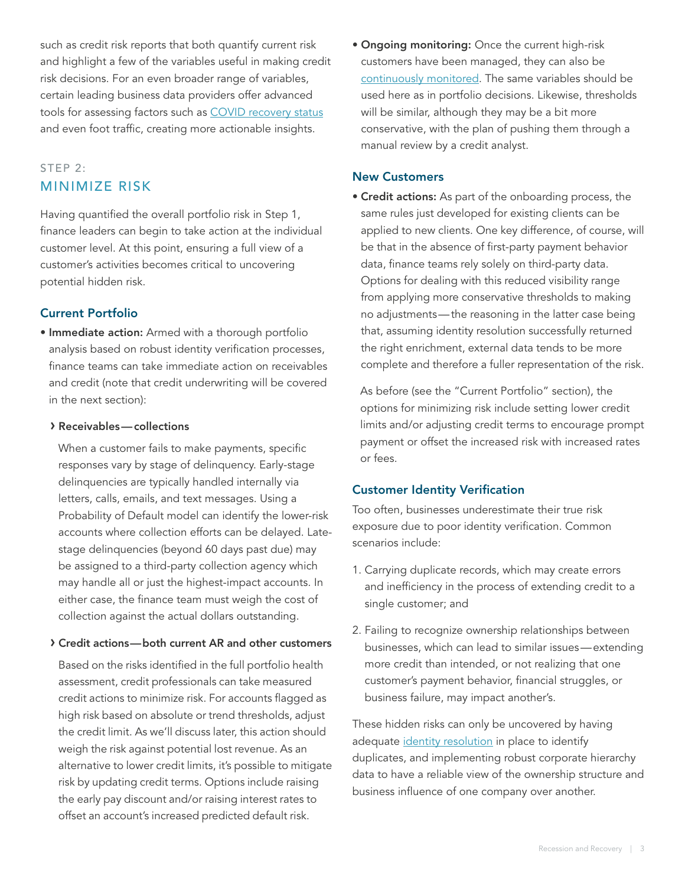such as credit risk reports that both quantify current risk and highlight a few of the variables useful in making credit risk decisions. For an even broader range of variables, certain leading business data providers offer advanced tools for assessing factors such as COVID recovery status and even foot traffic, creating more actionable insights.

## STEP 2:
## MINIMIZE RISK

Having quantified the overall portfolio risk in Step 1, finance leaders can begin to take action at the individual customer level. At this point, ensuring a full view of a customer's activities becomes critical to uncovering potential hidden risk.

### Current Portfolio

- **Immediate action:** Armed with a thorough portfolio analysis based on robust identity verification processes, finance teams can take immediate action on receivables and credit (note that credit underwriting will be covered in the next section):

  › **Receivables—collections**

  When a customer fails to make payments, specific responses vary by stage of delinquency. Early-stage delinquencies are typically handled internally via letters, calls, emails, and text messages. Using a Probability of Default model can identify the lower-risk accounts where collection efforts can be delayed. Late-stage delinquencies (beyond 60 days past due) may be assigned to a third-party collection agency which may handle all or just the highest-impact accounts. In either case, the finance team must weigh the cost of collection against the actual dollars outstanding.

  › **Credit actions—both current AR and other customers**

  Based on the risks identified in the full portfolio health assessment, credit professionals can take measured credit actions to minimize risk. For accounts flagged as high risk based on absolute or trend thresholds, adjust the credit limit. As we'll discuss later, this action should weigh the risk against potential lost revenue. As an alternative to lower credit limits, it's possible to mitigate risk by updating credit terms. Options include raising the early pay discount and/or raising interest rates to offset an account's increased predicted default risk.

- **Ongoing monitoring:** Once the current high-risk customers have been managed, they can also be continuously monitored. The same variables should be used here as in portfolio decisions. Likewise, thresholds will be similar, although they may be a bit more conservative, with the plan of pushing them through a manual review by a credit analyst.

### New Customers

- **Credit actions:** As part of the onboarding process, the same rules just developed for existing clients can be applied to new clients. One key difference, of course, will be that in the absence of first-party payment behavior data, finance teams rely solely on third-party data. Options for dealing with this reduced visibility range from applying more conservative thresholds to making no adjustments—the reasoning in the latter case being that, assuming identity resolution successfully returned the right enrichment, external data tends to be more complete and therefore a fuller representation of the risk.

  As before (see the "Current Portfolio" section), the options for minimizing risk include setting lower credit limits and/or adjusting credit terms to encourage prompt payment or offset the increased risk with increased rates or fees.

### Customer Identity Verification

Too often, businesses underestimate their true risk exposure due to poor identity verification. Common scenarios include:

1. Carrying duplicate records, which may create errors and inefficiency in the process of extending credit to a single customer; and
2. Failing to recognize ownership relationships between businesses, which can lead to similar issues—extending more credit than intended, or not realizing that one customer's payment behavior, financial struggles, or business failure, may impact another's.

These hidden risks can only be uncovered by having adequate identity resolution in place to identify duplicates, and implementing robust corporate hierarchy data to have a reliable view of the ownership structure and business influence of one company over another.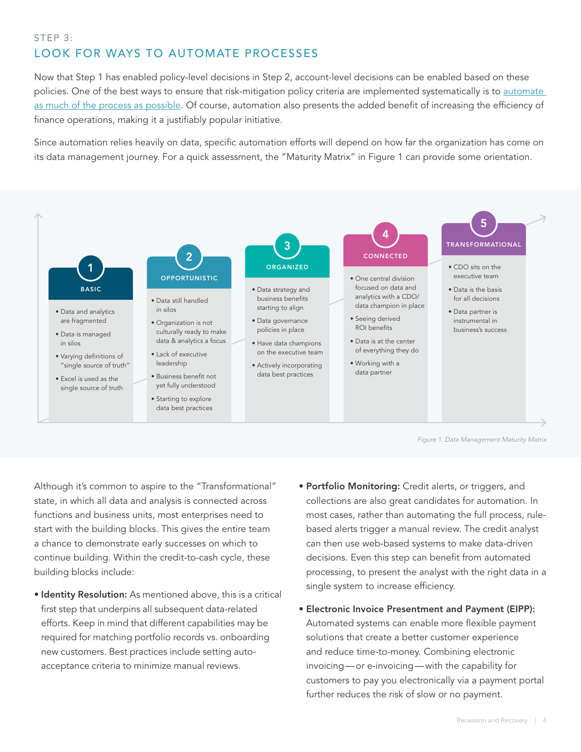STEP 3:

## LOOK FOR WAYS TO AUTOMATE PROCESSES

Now that Step 1 has enabled policy-level decisions in Step 2, account-level decisions can be enabled based on these policies. One of the best ways to ensure that risk-mitigation policy criteria are implemented systematically is to automate as much of the process as possible. Of course, automation also presents the added benefit of increasing the efficiency of finance operations, making it a justifiably popular initiative.

Since automation relies heavily on data, specific automation efforts will depend on how far the organization has come on its data management journey. For a quick assessment, the "Maturity Matrix" in Figure 1 can provide some orientation.

1 BASIC
- Data and analytics are fragmented
- Data is managed in silos
- Varying definitions of "single source of truth"
- Excel is used as the single source of truth

2 OPPORTUNISTIC
- Data still handled in silos
- Organization is not culturally ready to make data & analytics a focus
- Lack of executive leadership
- Business benefit not yet fully understood
- Starting to explore data best practices

3 ORGANIZED
- Data strategy and business benefits starting to align
- Data governance policies in place
- Have data champions on the executive team
- Actively incorporating data best practices

4 CONNECTED
- One central division focused on data and analytics with a CDO/ data champion in place
- Seeing derived ROI benefits
- Data is at the center of everything they do
- Working with a data partner

5 TRANSFORMATIONAL
- CDO sits on the executive team
- Data is the basis for all decisions
- Data partner is instrumental in business's success

*Figure 1: Data Management Maturity Matrix*

Although it's common to aspire to the "Transformational" state, in which all data and analysis is connected across functions and business units, most enterprises need to start with the building blocks. This gives the entire team a chance to demonstrate early successes on which to continue building. Within the credit-to-cash cycle, these building blocks include:

- **Identity Resolution:** As mentioned above, this is a critical first step that underpins all subsequent data-related efforts. Keep in mind that different capabilities may be required for matching portfolio records vs. onboarding new customers. Best practices include setting auto-acceptance criteria to minimize manual reviews.
- **Portfolio Monitoring:** Credit alerts, or triggers, and collections are also great candidates for automation. In most cases, rather than automating the full process, rule-based alerts trigger a manual review. The credit analyst can then use web-based systems to make data-driven decisions. Even this step can benefit from automated processing, to present the analyst with the right data in a single system to increase efficiency.
- **Electronic Invoice Presentment and Payment (EIPP):** Automated systems can enable more flexible payment solutions that create a better customer experience and reduce time-to-money. Combining electronic invoicing—or e-invoicing—with the capability for customers to pay you electronically via a payment portal further reduces the risk of slow or no payment.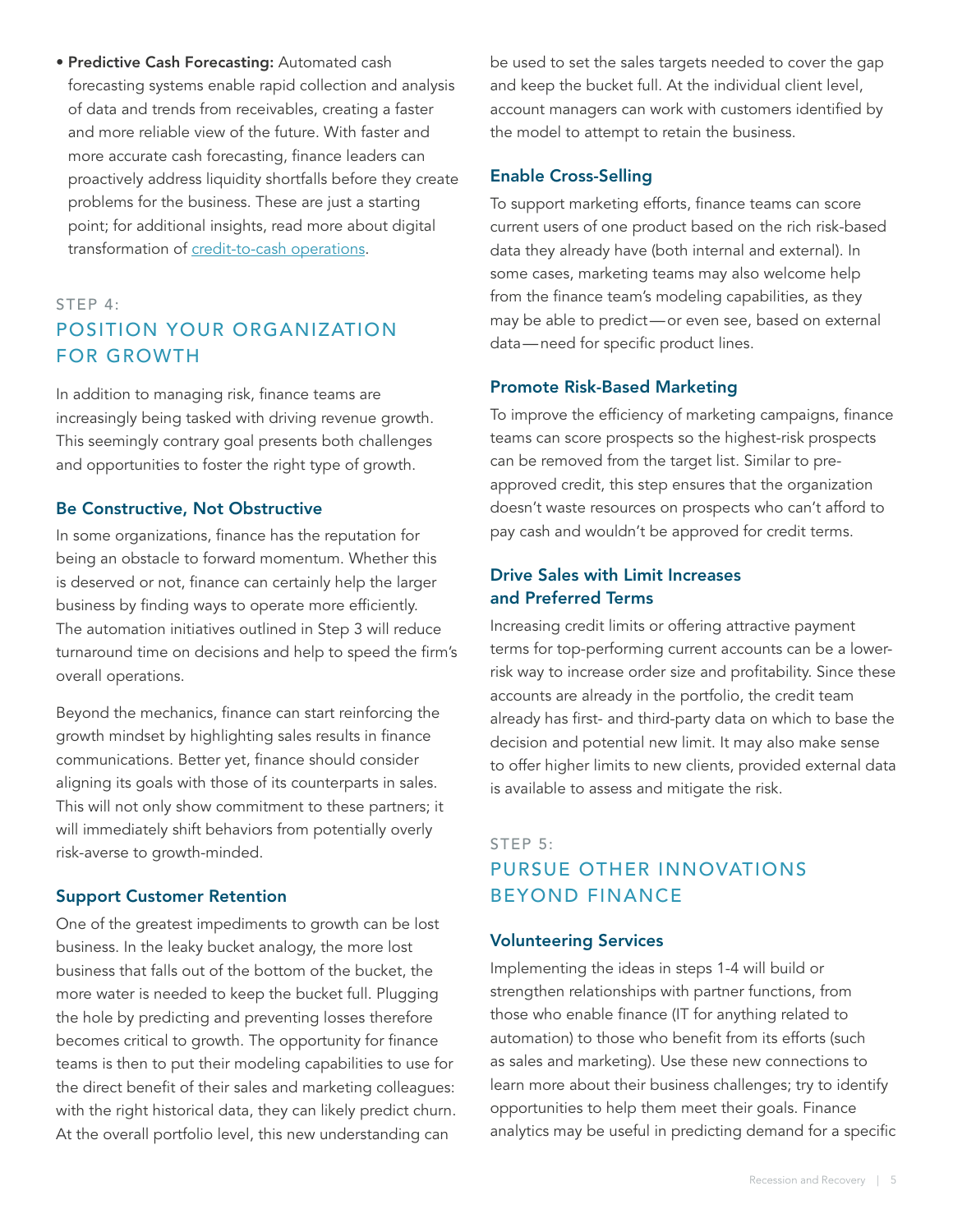- **Predictive Cash Forecasting:** Automated cash forecasting systems enable rapid collection and analysis of data and trends from receivables, creating a faster and more reliable view of the future. With faster and more accurate cash forecasting, finance leaders can proactively address liquidity shortfalls before they create problems for the business. These are just a starting point; for additional insights, read more about digital transformation of credit-to-cash operations.

## STEP 4: POSITION YOUR ORGANIZATION FOR GROWTH

In addition to managing risk, finance teams are increasingly being tasked with driving revenue growth. This seemingly contrary goal presents both challenges and opportunities to foster the right type of growth.

### Be Constructive, Not Obstructive

In some organizations, finance has the reputation for being an obstacle to forward momentum. Whether this is deserved or not, finance can certainly help the larger business by finding ways to operate more efficiently. The automation initiatives outlined in Step 3 will reduce turnaround time on decisions and help to speed the firm's overall operations.

Beyond the mechanics, finance can start reinforcing the growth mindset by highlighting sales results in finance communications. Better yet, finance should consider aligning its goals with those of its counterparts in sales. This will not only show commitment to these partners; it will immediately shift behaviors from potentially overly risk-averse to growth-minded.

### Support Customer Retention

One of the greatest impediments to growth can be lost business. In the leaky bucket analogy, the more lost business that falls out of the bottom of the bucket, the more water is needed to keep the bucket full. Plugging the hole by predicting and preventing losses therefore becomes critical to growth. The opportunity for finance teams is then to put their modeling capabilities to use for the direct benefit of their sales and marketing colleagues: with the right historical data, they can likely predict churn. At the overall portfolio level, this new understanding can be used to set the sales targets needed to cover the gap and keep the bucket full. At the individual client level, account managers can work with customers identified by the model to attempt to retain the business.

### Enable Cross-Selling

To support marketing efforts, finance teams can score current users of one product based on the rich risk-based data they already have (both internal and external). In some cases, marketing teams may also welcome help from the finance team's modeling capabilities, as they may be able to predict — or even see, based on external data — need for specific product lines.

### Promote Risk-Based Marketing

To improve the efficiency of marketing campaigns, finance teams can score prospects so the highest-risk prospects can be removed from the target list. Similar to pre-approved credit, this step ensures that the organization doesn't waste resources on prospects who can't afford to pay cash and wouldn't be approved for credit terms.

### Drive Sales with Limit Increases and Preferred Terms

Increasing credit limits or offering attractive payment terms for top-performing current accounts can be a lower-risk way to increase order size and profitability. Since these accounts are already in the portfolio, the credit team already has first- and third-party data on which to base the decision and potential new limit. It may also make sense to offer higher limits to new clients, provided external data is available to assess and mitigate the risk.

## STEP 5: PURSUE OTHER INNOVATIONS BEYOND FINANCE

### Volunteering Services

Implementing the ideas in steps 1-4 will build or strengthen relationships with partner functions, from those who enable finance (IT for anything related to automation) to those who benefit from its efforts (such as sales and marketing). Use these new connections to learn more about their business challenges; try to identify opportunities to help them meet their goals. Finance analytics may be useful in predicting demand for a specific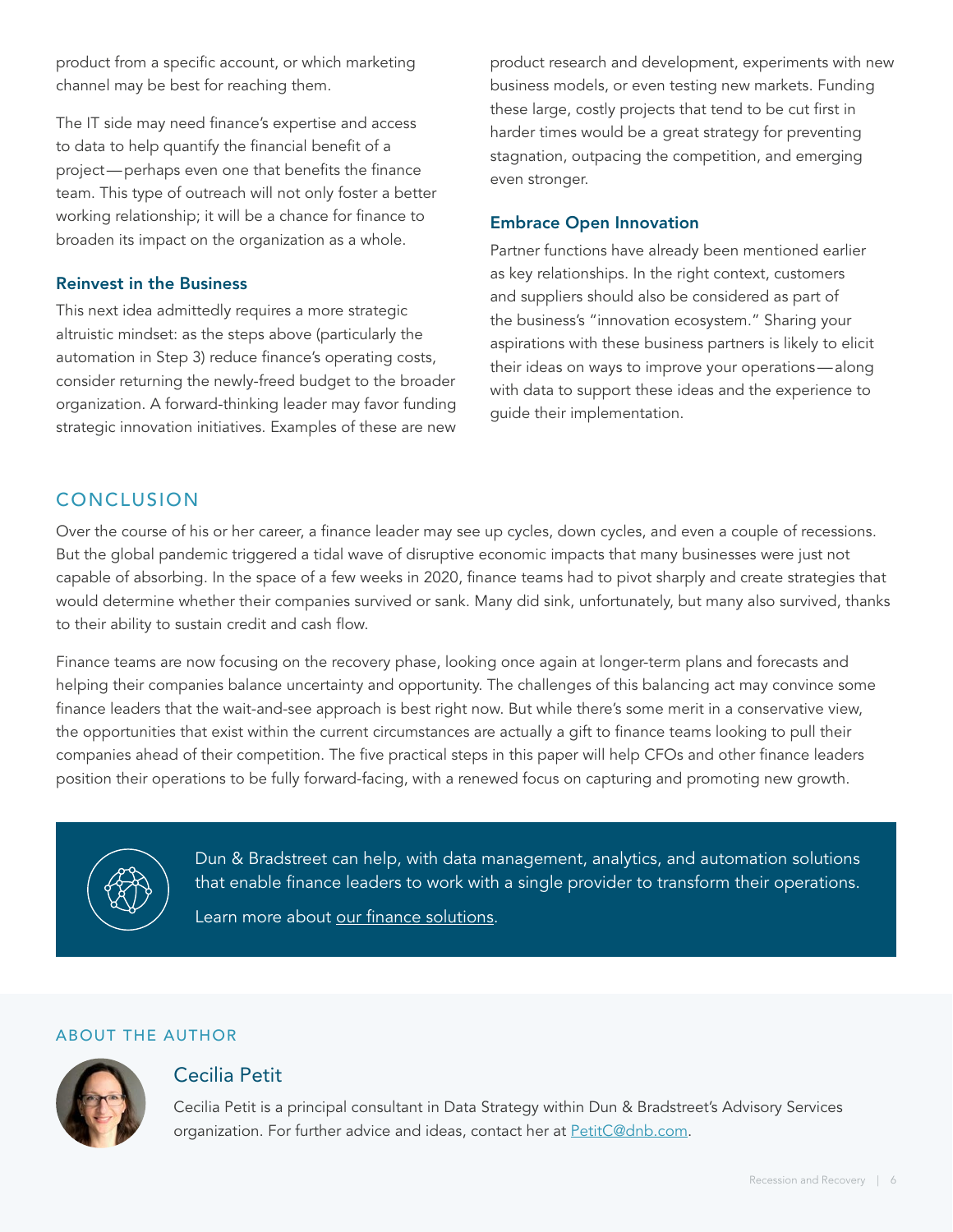product from a specific account, or which marketing channel may be best for reaching them.

The IT side may need finance's expertise and access to data to help quantify the financial benefit of a project—perhaps even one that benefits the finance team. This type of outreach will not only foster a better working relationship; it will be a chance for finance to broaden its impact on the organization as a whole.

### Reinvest in the Business

This next idea admittedly requires a more strategic altruistic mindset: as the steps above (particularly the automation in Step 3) reduce finance's operating costs, consider returning the newly-freed budget to the broader organization. A forward-thinking leader may favor funding strategic innovation initiatives. Examples of these are new product research and development, experiments with new business models, or even testing new markets. Funding these large, costly projects that tend to be cut first in harder times would be a great strategy for preventing stagnation, outpacing the competition, and emerging even stronger.

### Embrace Open Innovation

Partner functions have already been mentioned earlier as key relationships. In the right context, customers and suppliers should also be considered as part of the business's "innovation ecosystem." Sharing your aspirations with these business partners is likely to elicit their ideas on ways to improve your operations—along with data to support these ideas and the experience to guide their implementation.

## CONCLUSION

Over the course of his or her career, a finance leader may see up cycles, down cycles, and even a couple of recessions. But the global pandemic triggered a tidal wave of disruptive economic impacts that many businesses were just not capable of absorbing. In the space of a few weeks in 2020, finance teams had to pivot sharply and create strategies that would determine whether their companies survived or sank. Many did sink, unfortunately, but many also survived, thanks to their ability to sustain credit and cash flow.

Finance teams are now focusing on the recovery phase, looking once again at longer-term plans and forecasts and helping their companies balance uncertainty and opportunity. The challenges of this balancing act may convince some finance leaders that the wait-and-see approach is best right now. But while there's some merit in a conservative view, the opportunities that exist within the current circumstances are actually a gift to finance teams looking to pull their companies ahead of their competition. The five practical steps in this paper will help CFOs and other finance leaders position their operations to be fully forward-facing, with a renewed focus on capturing and promoting new growth.

Dun & Bradstreet can help, with data management, analytics, and automation solutions that enable finance leaders to work with a single provider to transform their operations.

Learn more about our finance solutions.

## ABOUT THE AUTHOR

### Cecilia Petit

Cecilia Petit is a principal consultant in Data Strategy within Dun & Bradstreet's Advisory Services organization. For further advice and ideas, contact her at PetitC@dnb.com.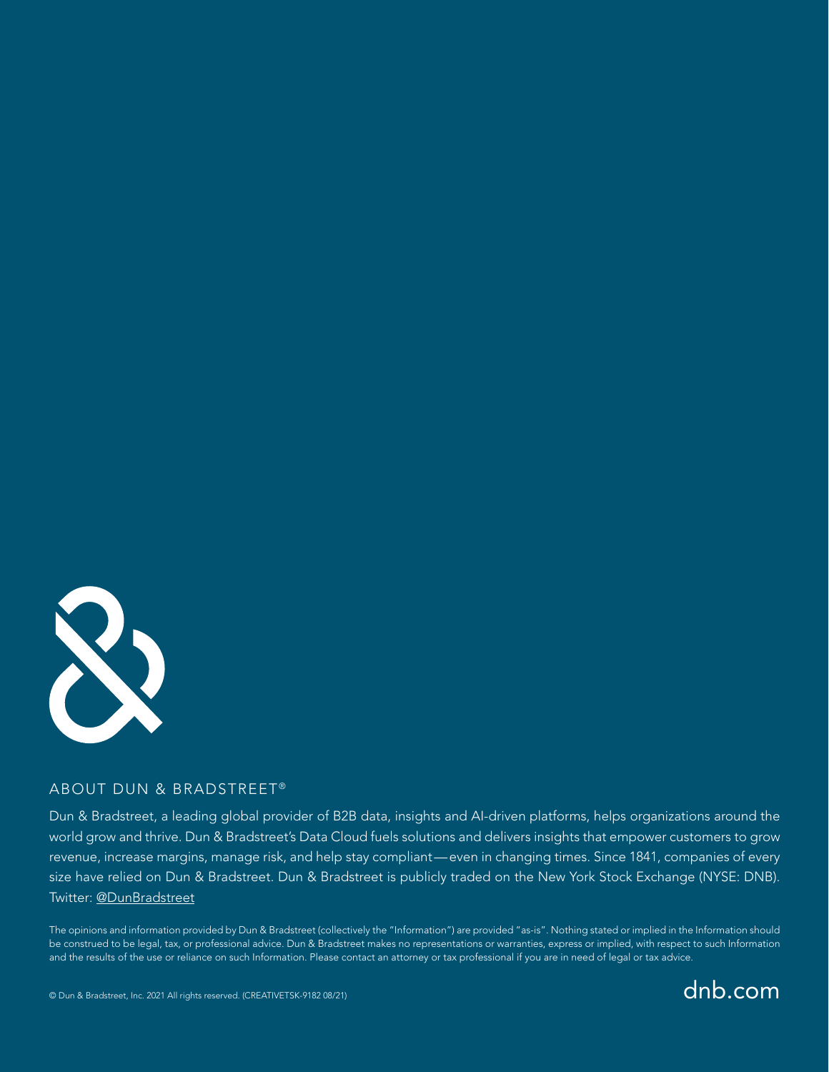## ABOUT DUN & BRADSTREET®

Dun & Bradstreet, a leading global provider of B2B data, insights and AI-driven platforms, helps organizations around the world grow and thrive. Dun & Bradstreet's Data Cloud fuels solutions and delivers insights that empower customers to grow revenue, increase margins, manage risk, and help stay compliant — even in changing times. Since 1841, companies of every size have relied on Dun & Bradstreet. Dun & Bradstreet is publicly traded on the New York Stock Exchange (NYSE: DNB). Twitter: @DunBradstreet

The opinions and information provided by Dun & Bradstreet (collectively the "Information") are provided "as-is". Nothing stated or implied in the Information should be construed to be legal, tax, or professional advice. Dun & Bradstreet makes no representations or warranties, express or implied, with respect to such Information and the results of the use or reliance on such Information. Please contact an attorney or tax professional if you are in need of legal or tax advice.

© Dun & Bradstreet, Inc. 2021 All rights reserved. (CREATIVETSK-9182 08/21)

dnb.com